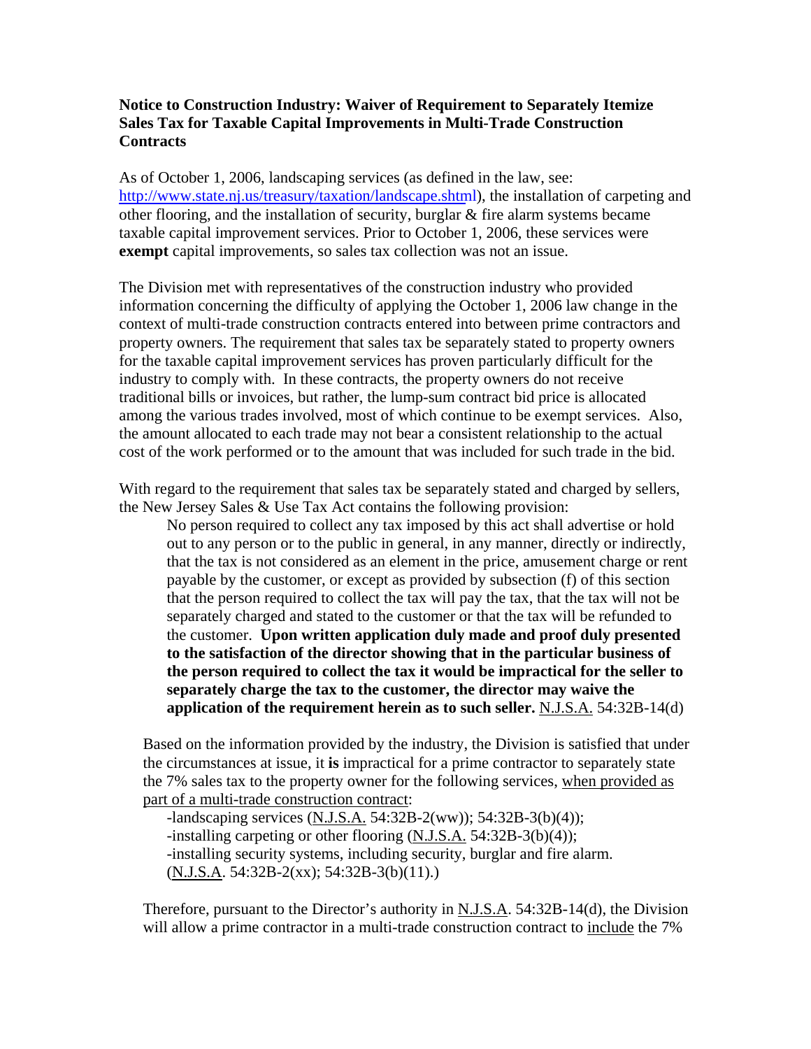**Notice to Construction Industry: Waiver of Requirement to Separately Itemize Sales Tax for Taxable Capital Improvements in Multi-Trade Construction Contracts**

As of October 1, 2006, landscaping services (as defined in the law, see: http://www.state.nj.us/treasury/taxation/landscape.shtml), the installation of carpeting and other flooring, and the installation of security, burglar & fire alarm systems became taxable capital improvement services. Prior to October 1, 2006, these services were **exempt** capital improvements, so sales tax collection was not an issue.

The Division met with representatives of the construction industry who provided information concerning the difficulty of applying the October 1, 2006 law change in the context of multi-trade construction contracts entered into between prime contractors and property owners. The requirement that sales tax be separately stated to property owners for the taxable capital improvement services has proven particularly difficult for the industry to comply with. In these contracts, the property owners do not receive traditional bills or invoices, but rather, the lump-sum contract bid price is allocated among the various trades involved, most of which continue to be exempt services. Also, the amount allocated to each trade may not bear a consistent relationship to the actual cost of the work performed or to the amount that was included for such trade in the bid.

With regard to the requirement that sales tax be separately stated and charged by sellers, the New Jersey Sales & Use Tax Act contains the following provision:

> No person required to collect any tax imposed by this act shall advertise or hold out to any person or to the public in general, in any manner, directly or indirectly, that the tax is not considered as an element in the price, amusement charge or rent payable by the customer, or except as provided by subsection (f) of this section that the person required to collect the tax will pay the tax, that the tax will not be separately charged and stated to the customer or that the tax will be refunded to the customer. **Upon written application duly made and proof duly presented to the satisfaction of the director showing that in the particular business of the person required to collect the tax it would be impractical for the seller to separately charge the tax to the customer, the director may waive the application of the requirement herein as to such seller.** N.J.S.A. 54:32B-14(d)

Based on the information provided by the industry, the Division is satisfied that under the circumstances at issue, it **is** impractical for a prime contractor to separately state the 7% sales tax to the property owner for the following services, when provided as part of a multi-trade construction contract:

- -landscaping services (N.J.S.A. 54:32B-2(ww)); 54:32B-3(b)(4));
- -installing carpeting or other flooring (N.J.S.A. 54:32B-3(b)(4));
- -installing security systems, including security, burglar and fire alarm. (N.J.S.A. 54:32B-2(xx); 54:32B-3(b)(11).)

Therefore, pursuant to the Director's authority in N.J.S.A. 54:32B-14(d), the Division will allow a prime contractor in a multi-trade construction contract to include the 7%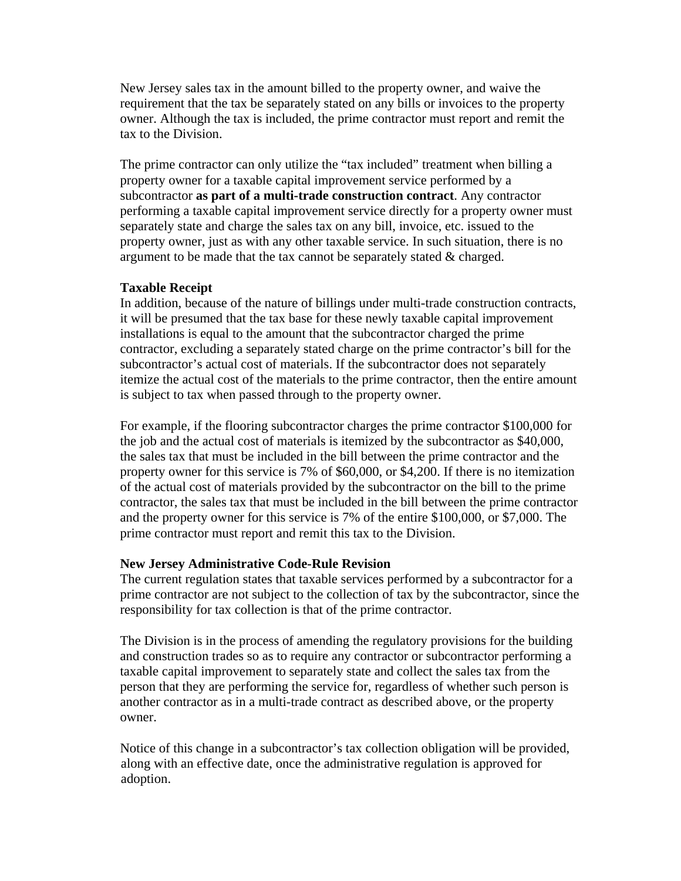New Jersey sales tax in the amount billed to the property owner, and waive the requirement that the tax be separately stated on any bills or invoices to the property owner. Although the tax is included, the prime contractor must report and remit the tax to the Division.

The prime contractor can only utilize the "tax included" treatment when billing a property owner for a taxable capital improvement service performed by a subcontractor **as part of a multi-trade construction contract**. Any contractor performing a taxable capital improvement service directly for a property owner must separately state and charge the sales tax on any bill, invoice, etc. issued to the property owner, just as with any other taxable service. In such situation, there is no argument to be made that the tax cannot be separately stated & charged.

**Taxable Receipt**

In addition, because of the nature of billings under multi-trade construction contracts, it will be presumed that the tax base for these newly taxable capital improvement installations is equal to the amount that the subcontractor charged the prime contractor, excluding a separately stated charge on the prime contractor's bill for the subcontractor's actual cost of materials. If the subcontractor does not separately itemize the actual cost of the materials to the prime contractor, then the entire amount is subject to tax when passed through to the property owner.

For example, if the flooring subcontractor charges the prime contractor $100,000 for the job and the actual cost of materials is itemized by the subcontractor as $40,000, the sales tax that must be included in the bill between the prime contractor and the property owner for this service is 7% of $60,000, or $4,200. If there is no itemization of the actual cost of materials provided by the subcontractor on the bill to the prime contractor, the sales tax that must be included in the bill between the prime contractor and the property owner for this service is 7% of the entire $100,000, or $7,000. The prime contractor must report and remit this tax to the Division.

**New Jersey Administrative Code-Rule Revision**

The current regulation states that taxable services performed by a subcontractor for a prime contractor are not subject to the collection of tax by the subcontractor, since the responsibility for tax collection is that of the prime contractor.

The Division is in the process of amending the regulatory provisions for the building and construction trades so as to require any contractor or subcontractor performing a taxable capital improvement to separately state and collect the sales tax from the person that they are performing the service for, regardless of whether such person is another contractor as in a multi-trade contract as described above, or the property owner.

Notice of this change in a subcontractor's tax collection obligation will be provided, along with an effective date, once the administrative regulation is approved for adoption.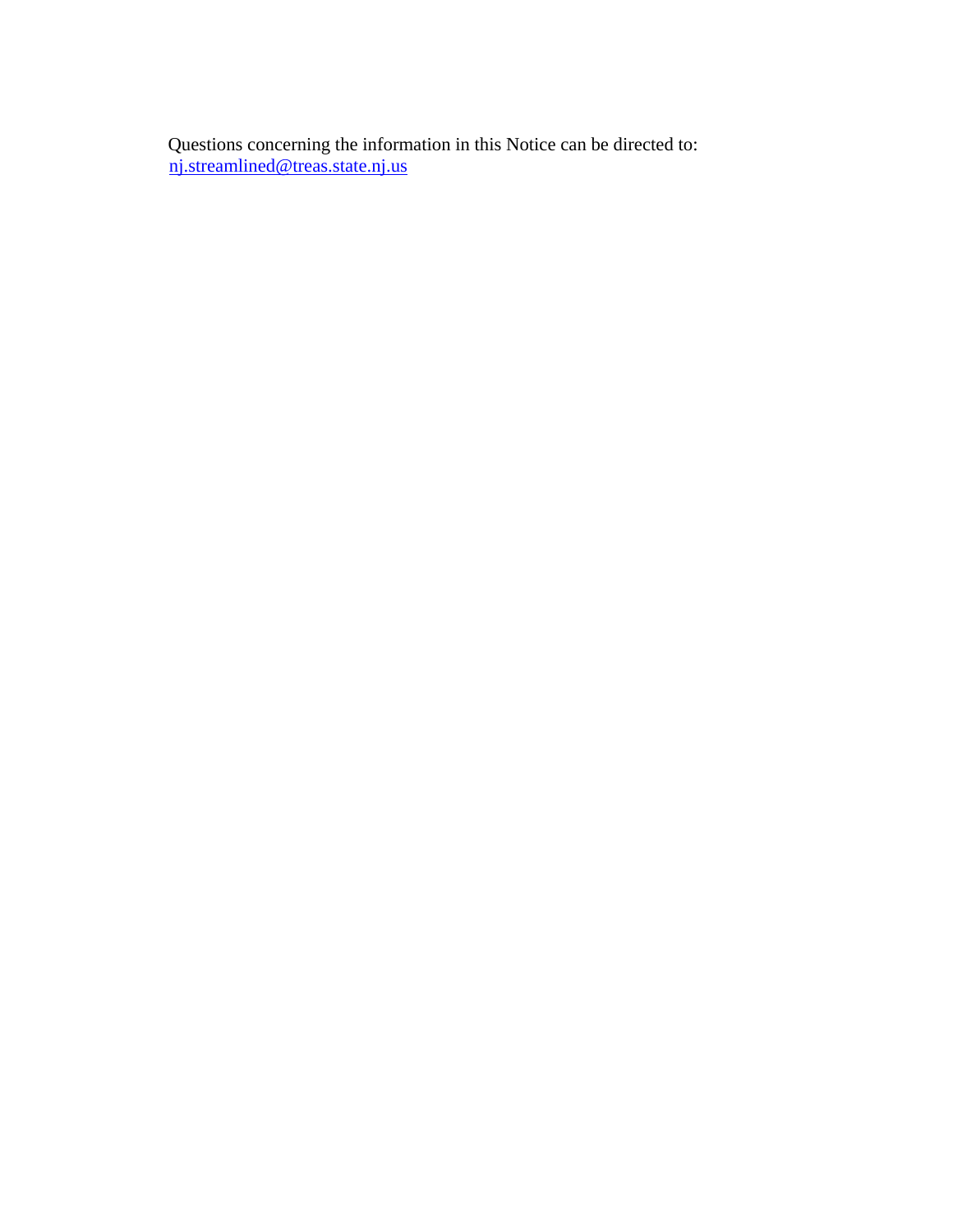Questions concerning the information in this Notice can be directed to:
[nj.streamlined@treas.state.nj.us](mailto:nj.streamlined@treas.state.nj.us)